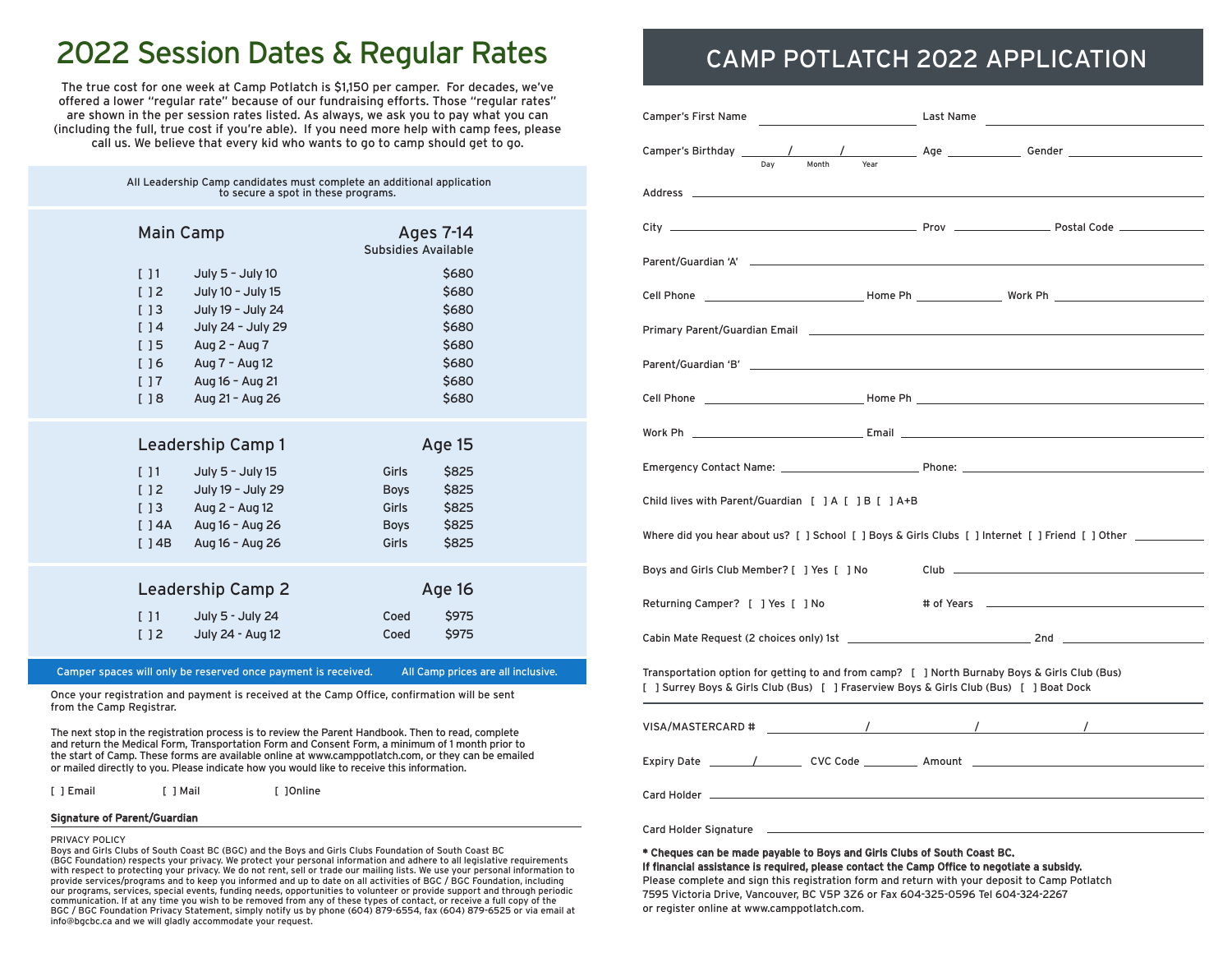# 2022 Session Dates & Regular Rates

The true cost for one week at Camp Potlatch is $1,150 per camper. For decades, we've offered a lower "regular rate" because of our fundraising efforts. Those "regular rates" are shown in the per session rates listed. As always, we ask you to pay what you can (including the full, true cost if you're able). If you need more help with camp fees, please call us. We believe that every kid who wants to go to camp should get to go.

All Leadership Camp candidates must complete an additional application to secure a spot in these programs.

## Main Camp — Ages 7-14

Subsidies Available

| Session | Dates | Rate |
|---|---|---|
| [ ] 1 | July 5 – July 10 | $680 |
| [ ] 2 | July 10 – July 15 | $680 |
| [ ] 3 | July 19 – July 24 | $680 |
| [ ] 4 | July 24 – July 29 | $680 |
| [ ] 5 | Aug 2 – Aug 7 | $680 |
| [ ] 6 | Aug 7 – Aug 12 | $680 |
| [ ] 7 | Aug 16 – Aug 21 | $680 |
| [ ] 8 | Aug 21 – Aug 26 | $680 |

## Leadership Camp 1 — Age 15

| Session | Dates | Group | Rate |
|---|---|---|---|
| [ ] 1 | July 5 – July 15 | Girls | $825 |
| [ ] 2 | July 19 – July 29 | Boys | $825 |
| [ ] 3 | Aug 2 – Aug 12 | Girls | $825 |
| [ ] 4A | Aug 16 – Aug 26 | Boys | $825 |
| [ ] 4B | Aug 16 – Aug 26 | Girls | $825 |

## Leadership Camp 2 — Age 16

| Session | Dates | Group | Rate |
|---|---|---|---|
| [ ] 1 | July 5 - July 24 | Coed | $975 |
| [ ] 2 | July 24 - Aug 12 | Coed | $975 |

Camper spaces will only be reserved once payment is received. All Camp prices are all inclusive.

Once your registration and payment is received at the Camp Office, confirmation will be sent from the Camp Registrar.

The next stop in the registration process is to review the Parent Handbook. Then to read, complete and return the Medical Form, Transportation Form and Consent Form, a minimum of 1 month prior to the start of Camp. These forms are available online at www.camppotlatch.com, or they can be emailed or mailed directly to you. Please indicate how you would like to receive this information.

[ ] Email [ ] Mail [ ] Online

**Signature of Parent/Guardian** ______________________

PRIVACY POLICY
Boys and Girls Clubs of South Coast BC (BGC) and the Boys and Girls Clubs Foundation of South Coast BC (BGC Foundation) respects your privacy. We protect your personal information and adhere to all legislative requirements with respect to protecting your privacy. We do not rent, sell or trade our mailing lists. We use your personal information to provide services/programs and to keep you informed and up to date on all activities of BGC / BGC Foundation, including our programs, services, special events, funding needs, opportunities to volunteer or provide support and through periodic communication. If at any time you wish to be removed from any of these types of contact, or receive a full copy of the BGC / BGC Foundation Privacy Statement, simply notify us by phone (604) 879-6554, fax (604) 879-6525 or via email at info@bgcbc.ca and we will gladly accommodate your request.

# CAMP POTLATCH 2022 APPLICATION

Camper's First Name ______________ Last Name ______________

Camper's Birthday ____/____/____ (Day / Month / Year) Age ______ Gender ______

Address ______________________

City ______________ Prov ______ Postal Code ______

Parent/Guardian 'A' ______________________

Cell Phone ______________ Home Ph ______ Work Ph ______

Primary Parent/Guardian Email ______________________

Parent/Guardian 'B' ______________________

Cell Phone ______________ Home Ph ______________

Work Ph ______________ Email ______________

Emergency Contact Name: ______________ Phone: ______________

Child lives with Parent/Guardian [ ] A [ ] B [ ] A+B

Where did you hear about us? [ ] School [ ] Boys & Girls Clubs [ ] Internet [ ] Friend [ ] Other ______

Boys and Girls Club Member? [ ] Yes [ ] No Club ______________

Returning Camper? [ ] Yes [ ] No # of Years ______________

Cabin Mate Request (2 choices only) 1st ______________ 2nd ______________

Transportation option for getting to and from camp? [ ] North Burnaby Boys & Girls Club (Bus) [ ] Surrey Boys & Girls Club (Bus) [ ] Fraserview Boys & Girls Club (Bus) [ ] Boat Dock

VISA/MASTERCARD # ______/______/______/______

Expiry Date ____/____ CVC Code ______ Amount ______________

Card Holder ______________________

Card Holder Signature ______________________

**\* Cheques can be made payable to Boys and Girls Clubs of South Coast BC.**
**If financial assistance is required, please contact the Camp Office to negotiate a subsidy.**
Please complete and sign this registration form and return with your deposit to Camp Potlatch
7595 Victoria Drive, Vancouver, BC V5P 3Z6 or Fax 604-325-0596 Tel 604-324-2267
or register online at www.camppotlatch.com.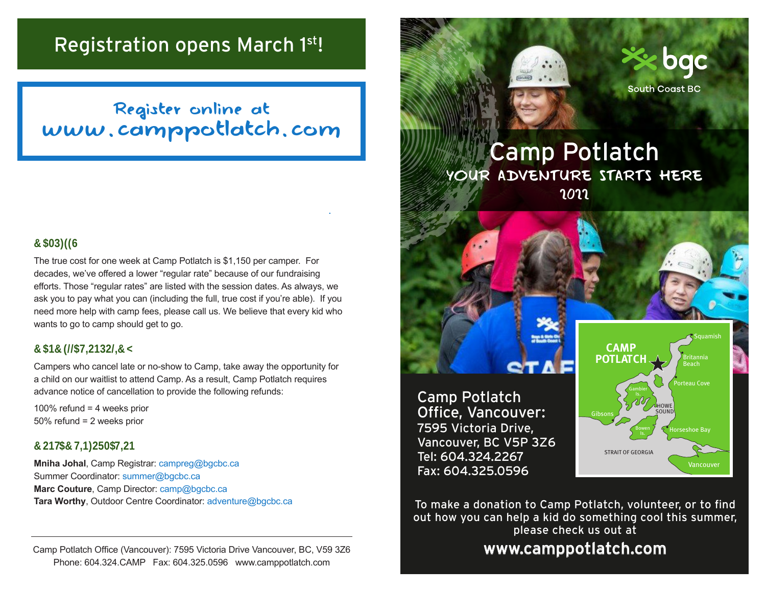## Registration opens March 1st!

### Register online at www.camppotlatch.com

### & $03)((6

The true cost for one week at Camp Potlatch is $1,150 per camper. For decades, we've offered a lower "regular rate" because of our fundraising efforts. Those "regular rates" are listed with the session dates. As always, we ask you to pay what you can (including the full, true cost if you're able). If you need more help with camp fees, please call us. We believe that every kid who wants to go to camp should get to go.

### & $1& (//$7,2132/,& <

Campers who cancel late or no-show to Camp, take away the opportunity for a child on our waitlist to attend Camp. As a result, Camp Potlatch requires advance notice of cancellation to provide the following refunds:

100% refund = 4 weeks prior
50% refund = 2 weeks prior

### & 217$& 7,1)250$7,21

**Mniha Johal**, Camp Registrar: campreg@bgcbc.ca
Summer Coordinator: summer@bgcbc.ca
**Marc Couture**, Camp Director: camp@bgcbc.ca
**Tara Worthy**, Outdoor Centre Coordinator: adventure@bgcbc.ca

Camp Potlatch Office (Vancouver): 7595 Victoria Drive Vancouver, BC, V59 3Z6
Phone: 604.324.CAMP Fax: 604.325.0596 www.camppotlatch.com

bgc South Coast BC

# Camp Potlatch

## YOUR ADVENTURE STARTS HERE

2022

**Camp Potlatch Office, Vancouver:**
7595 Victoria Drive,
Vancouver, BC V5P 3Z6
Tel: 604.324.2267
Fax: 604.325.0596

CAMP POTLATCH
Squamish
Britannia Beach
Porteau Cove
Gambier Is.
Gibsons
HOWE SOUND
Bowen Is.
Horseshoe Bay
STRAIT OF GEORGIA
Vancouver

To make a donation to Camp Potlatch, volunteer, or to find out how you can help a kid do something cool this summer, please check us out at

**www.camppotlatch.com**